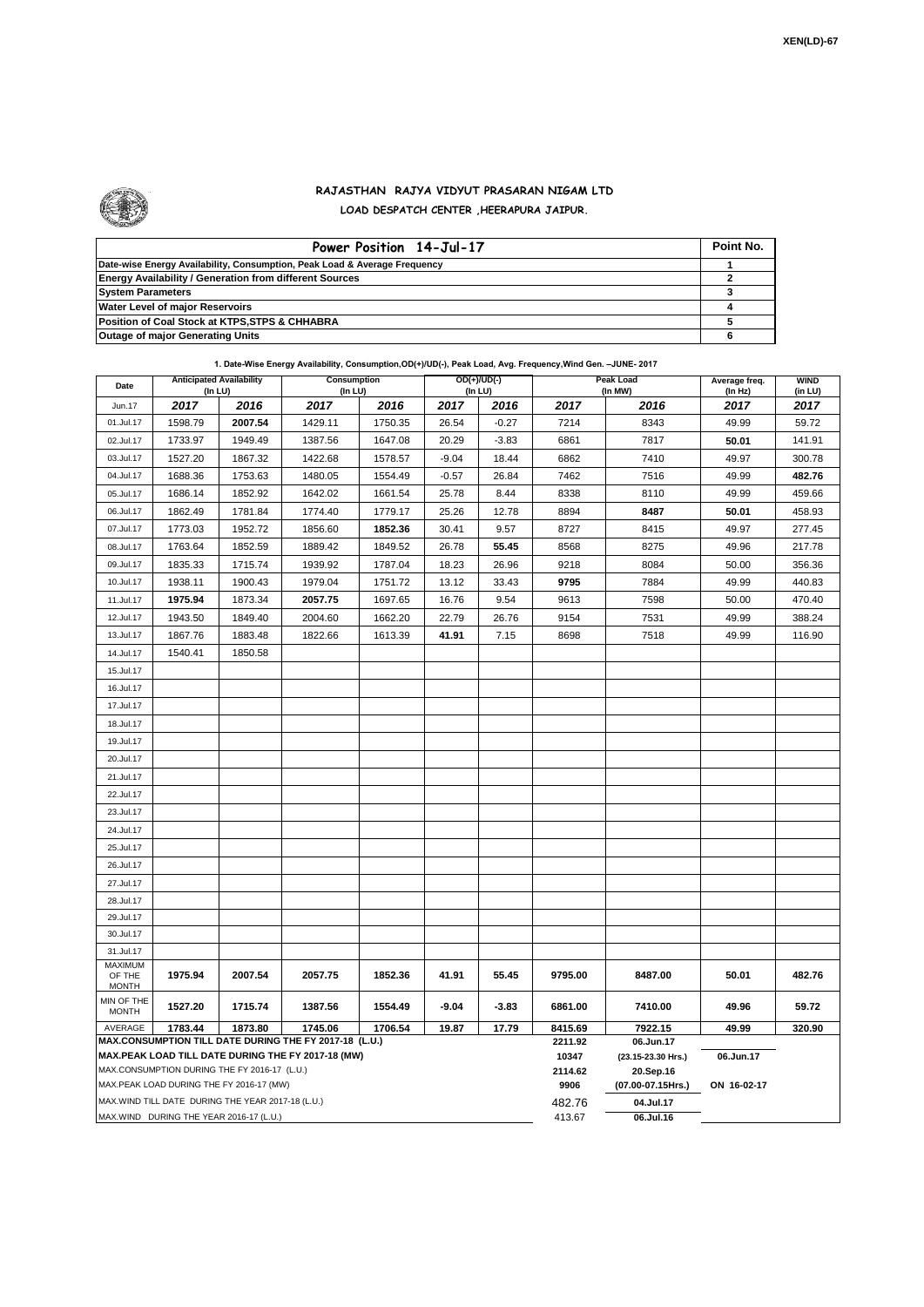XEN(LD)-67

# RAJASTHAN RAJYA VIDYUT PRASARAN NIGAM LTD
## LOAD DESPATCH CENTER ,HEERAPURA JAIPUR.

| Power Position 14-Jul-17 | Point No. |
|---|---|
| Date-wise Energy Availability, Consumption, Peak Load & Average Frequency | 1 |
| Energy Availability / Generation from different Sources | 2 |
| System Parameters | 3 |
| Water Level of major Reservoirs | 4 |
| Position of Coal Stock at KTPS,STPS & CHHABRA | 5 |
| Outage of major Generating Units | 6 |

**1. Date-Wise Energy Availability, Consumption,OD(+)/UD(-), Peak Load, Avg. Frequency,Wind Gen. –JUNE- 2017**

| Date | Anticipated Availability (In LU) | | Consumption (In LU) | | OD(+)/UD(-) (In LU) | | Peak Load (In MW) | | Average freq. (In Hz) | WIND (in LU) |
|---|---|---|---|---|---|---|---|---|---|---|
| Jun.17 | 2017 | 2016 | 2017 | 2016 | 2017 | 2016 | 2017 | 2016 | 2017 | 2017 |
| 01.Jul.17 | 1598.79 | **2007.54** | 1429.11 | 1750.35 | 26.54 | -0.27 | 7214 | 8343 | 49.99 | 59.72 |
| 02.Jul.17 | 1733.97 | 1949.49 | 1387.56 | 1647.08 | 20.29 | -3.83 | 6861 | 7817 | **50.01** | 141.91 |
| 03.Jul.17 | 1527.20 | 1867.32 | 1422.68 | 1578.57 | -9.04 | 18.44 | 6862 | 7410 | 49.97 | 300.78 |
| 04.Jul.17 | 1688.36 | 1753.63 | 1480.05 | 1554.49 | -0.57 | 26.84 | 7462 | 7516 | 49.99 | **482.76** |
| 05.Jul.17 | 1686.14 | 1852.92 | 1642.02 | 1661.54 | 25.78 | 8.44 | 8338 | 8110 | 49.99 | 459.66 |
| 06.Jul.17 | 1862.49 | 1781.84 | 1774.40 | 1779.17 | 25.26 | 12.78 | 8894 | **8487** | **50.01** | 458.93 |
| 07.Jul.17 | 1773.03 | 1952.72 | 1856.60 | **1852.36** | 30.41 | 9.57 | 8727 | 8415 | 49.97 | 277.45 |
| 08.Jul.17 | 1763.64 | 1852.59 | 1889.42 | 1849.52 | 26.78 | **55.45** | 8568 | 8275 | 49.96 | 217.78 |
| 09.Jul.17 | 1835.33 | 1715.74 | 1939.92 | 1787.04 | 18.23 | 26.96 | 9218 | 8084 | 50.00 | 356.36 |
| 10.Jul.17 | 1938.11 | 1900.43 | 1979.04 | 1751.72 | 13.12 | 33.43 | **9795** | 7884 | 49.99 | 440.83 |
| 11.Jul.17 | **1975.94** | 1873.34 | **2057.75** | 1697.65 | 16.76 | 9.54 | 9613 | 7598 | 50.00 | 470.40 |
| 12.Jul.17 | 1943.50 | 1849.40 | 2004.60 | 1662.20 | 22.79 | 26.76 | 9154 | 7531 | 49.99 | 388.24 |
| 13.Jul.17 | 1867.76 | 1883.48 | 1822.66 | 1613.39 | **41.91** | 7.15 | 8698 | 7518 | 49.99 | 116.90 |
| 14.Jul.17 | 1540.41 | 1850.58 | | | | | | | | |
| 15.Jul.17 | | | | | | | | | | |
| 16.Jul.17 | | | | | | | | | | |
| 17.Jul.17 | | | | | | | | | | |
| 18.Jul.17 | | | | | | | | | | |
| 19.Jul.17 | | | | | | | | | | |
| 20.Jul.17 | | | | | | | | | | |
| 21.Jul.17 | | | | | | | | | | |
| 22.Jul.17 | | | | | | | | | | |
| 23.Jul.17 | | | | | | | | | | |
| 24.Jul.17 | | | | | | | | | | |
| 25.Jul.17 | | | | | | | | | | |
| 26.Jul.17 | | | | | | | | | | |
| 27.Jul.17 | | | | | | | | | | |
| 28.Jul.17 | | | | | | | | | | |
| 29.Jul.17 | | | | | | | | | | |
| 30.Jul.17 | | | | | | | | | | |
| 31.Jul.17 | | | | | | | | | | |
| MAXIMUM OF THE MONTH | 1975.94 | 2007.54 | 2057.75 | 1852.36 | 41.91 | 55.45 | 9795.00 | 8487.00 | 50.01 | 482.76 |
| MIN OF THE MONTH | 1527.20 | 1715.74 | 1387.56 | 1554.49 | -9.04 | -3.83 | 6861.00 | 7410.00 | 49.96 | 59.72 |
| AVERAGE | 1783.44 | 1873.80 | 1745.06 | 1706.54 | 19.87 | 17.79 | 8415.69 | 7922.15 | 49.99 | 320.90 |
| MAX.CONSUMPTION TILL DATE DURING THE FY 2017-18 (L.U.) | | | | | | | 2211.92 | 06.Jun.17 | | |
| MAX.PEAK LOAD TILL DATE DURING THE FY 2017-18 (MW) | | | | | | | 10347 | (23.15-23.30 Hrs.) | 06.Jun.17 | |
| MAX.CONSUMPTION DURING THE FY 2016-17 (L.U.) | | | | | | | 2114.62 | 20.Sep.16 | | |
| MAX.PEAK LOAD DURING THE FY 2016-17 (MW) | | | | | | | 9906 | (07.00-07.15Hrs.) | ON 16-02-17 | |
| MAX.WIND TILL DATE DURING THE YEAR 2017-18 (L.U.) | | | | | | | 482.76 | 04.Jul.17 | | |
| MAX.WIND DURING THE YEAR 2016-17 (L.U.) | | | | | | | 413.67 | 06.Jul.16 | | |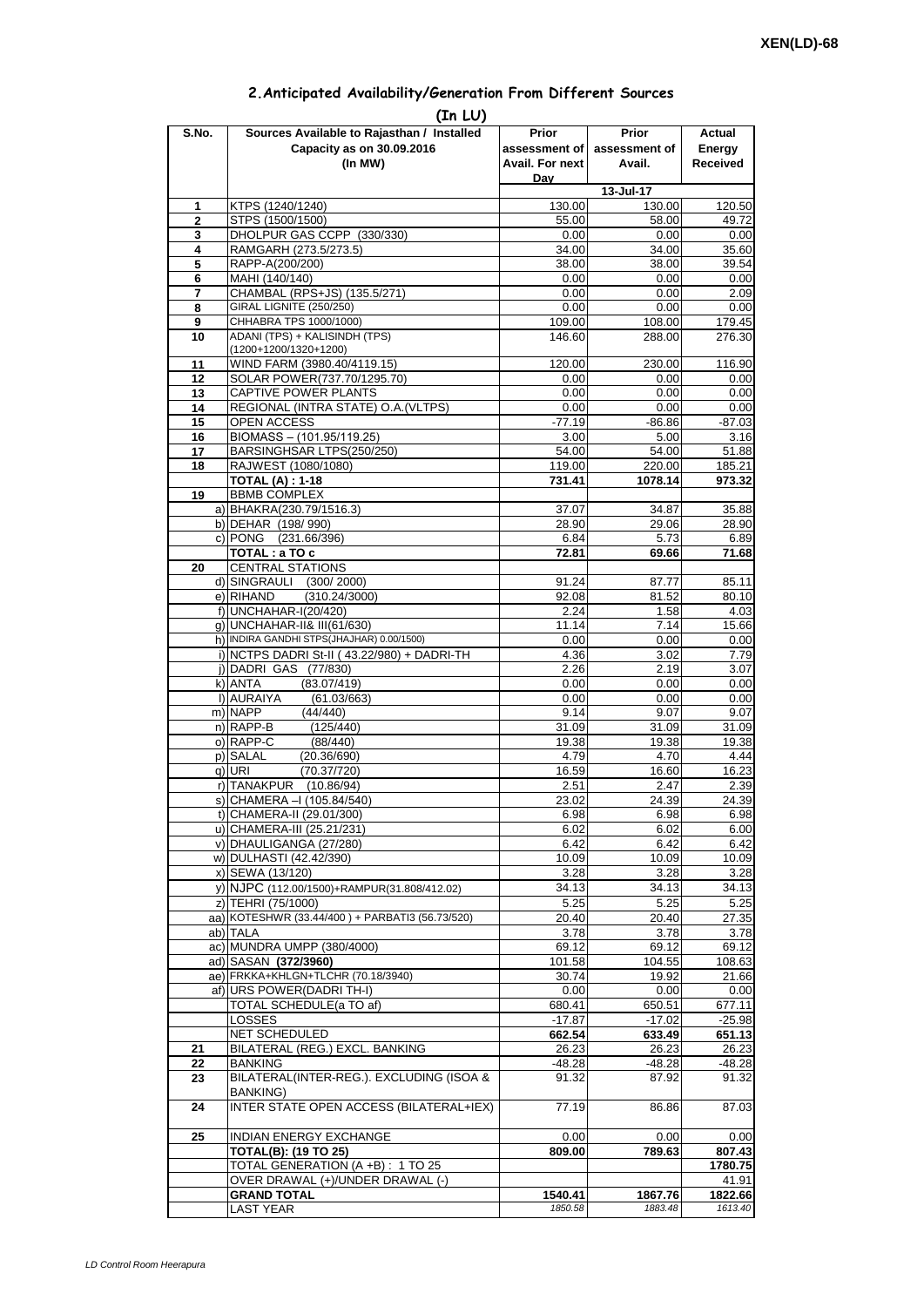XEN(LD)-68

## 2.Anticipated Availability/Generation From Different Sources

(In LU)

| S.No. | Sources Available to Rajasthan / Installed Capacity as on 30.09.2016 (In MW) | Prior assessment of Avail. For next Day | Prior assessment of Avail. | Actual Energy Received |
|---|---|---|---|---|
| | | | 13-Jul-17 | |
| 1 | KTPS (1240/1240) | 130.00 | 130.00 | 120.50 |
| 2 | STPS (1500/1500) | 55.00 | 58.00 | 49.72 |
| 3 | DHOLPUR GAS CCPP (330/330) | 0.00 | 0.00 | 0.00 |
| 4 | RAMGARH (273.5/273.5) | 34.00 | 34.00 | 35.60 |
| 5 | RAPP-A(200/200) | 38.00 | 38.00 | 39.54 |
| 6 | MAHI (140/140) | 0.00 | 0.00 | 0.00 |
| 7 | CHAMBAL (RPS+JS) (135.5/271) | 0.00 | 0.00 | 2.09 |
| 8 | GIRAL LIGNITE (250/250) | 0.00 | 0.00 | 0.00 |
| 9 | CHHABRA TPS 1000/1000) | 109.00 | 108.00 | 179.45 |
| 10 | ADANI (TPS) + KALISINDH (TPS) (1200+1200/1320+1200) | 146.60 | 288.00 | 276.30 |
| 11 | WIND FARM (3980.40/4119.15) | 120.00 | 230.00 | 116.90 |
| 12 | SOLAR POWER(737.70/1295.70) | 0.00 | 0.00 | 0.00 |
| 13 | CAPTIVE POWER PLANTS | 0.00 | 0.00 | 0.00 |
| 14 | REGIONAL (INTRA STATE) O.A.(VLTPS) | 0.00 | 0.00 | 0.00 |
| 15 | OPEN ACCESS | -77.19 | -86.86 | -87.03 |
| 16 | BIOMASS – (101.95/119.25) | 3.00 | 5.00 | 3.16 |
| 17 | BARSINGHSAR LTPS(250/250) | 54.00 | 54.00 | 51.88 |
| 18 | RAJWEST (1080/1080) | 119.00 | 220.00 | 185.21 |
| | **TOTAL (A) : 1-18** | **731.41** | **1078.14** | **973.32** |
| 19 | BBMB COMPLEX | | | |
| | a) BHAKRA(230.79/1516.3) | 37.07 | 34.87 | 35.88 |
| | b) DEHAR (198/ 990) | 28.90 | 29.06 | 28.90 |
| | c) PONG (231.66/396) | 6.84 | 5.73 | 6.89 |
| | **TOTAL : a TO c** | **72.81** | **69.66** | **71.68** |
| 20 | CENTRAL STATIONS | | | |
| | d) SINGRAULI (300/ 2000) | 91.24 | 87.77 | 85.11 |
| | e) RIHAND (310.24/3000) | 92.08 | 81.52 | 80.10 |
| | f) UNCHAHAR-I(20/420) | 2.24 | 1.58 | 4.03 |
| | g) UNCHAHAR-II& III(61/630) | 11.14 | 7.14 | 15.66 |
| | h) INDIRA GANDHI STPS(JHAJHAR) 0.00/1500) | 0.00 | 0.00 | 0.00 |
| | i) NCTPS DADRI St-II ( 43.22/980) + DADRI-TH | 4.36 | 3.02 | 7.79 |
| | j) DADRI GAS (77/830) | 2.26 | 2.19 | 3.07 |
| | k) ANTA (83.07/419) | 0.00 | 0.00 | 0.00 |
| | l) AURAIYA (61.03/663) | 0.00 | 0.00 | 0.00 |
| | m) NAPP (44/440) | 9.14 | 9.07 | 9.07 |
| | n) RAPP-B (125/440) | 31.09 | 31.09 | 31.09 |
| | o) RAPP-C (88/440) | 19.38 | 19.38 | 19.38 |
| | p) SALAL (20.36/690) | 4.79 | 4.70 | 4.44 |
| | q) URI (70.37/720) | 16.59 | 16.60 | 16.23 |
| | r) TANAKPUR (10.86/94) | 2.51 | 2.47 | 2.39 |
| | s) CHAMERA –I (105.84/540) | 23.02 | 24.39 | 24.39 |
| | t) CHAMERA-II (29.01/300) | 6.98 | 6.98 | 6.98 |
| | u) CHAMERA-III (25.21/231) | 6.02 | 6.02 | 6.00 |
| | v) DHAULIGANGA (27/280) | 6.42 | 6.42 | 6.42 |
| | w) DULHASTI (42.42/390) | 10.09 | 10.09 | 10.09 |
| | x) SEWA (13/120) | 3.28 | 3.28 | 3.28 |
| | y) NJPC (112.00/1500)+RAMPUR(31.808/412.02) | 34.13 | 34.13 | 34.13 |
| | z) TEHRI (75/1000) | 5.25 | 5.25 | 5.25 |
| | aa) KOTESHWR (33.44/400 ) + PARBATI3 (56.73/520) | 20.40 | 20.40 | 27.35 |
| | ab) TALA | 3.78 | 3.78 | 3.78 |
| | ac) MUNDRA UMPP (380/4000) | 69.12 | 69.12 | 69.12 |
| | ad) SASAN **(372/3960)** | 101.58 | 104.55 | 108.63 |
| | ae) FRKKA+KHLGN+TLCHR (70.18/3940) | 30.74 | 19.92 | 21.66 |
| | af) URS POWER(DADRI TH-I) | 0.00 | 0.00 | 0.00 |
| | TOTAL SCHEDULE(a TO af) | 680.41 | 650.51 | 677.11 |
| | LOSSES | -17.87 | -17.02 | -25.98 |
| | NET SCHEDULED | **662.54** | **633.49** | **651.13** |
| 21 | BILATERAL (REG.) EXCL. BANKING | 26.23 | 26.23 | 26.23 |
| 22 | BANKING | -48.28 | -48.28 | -48.28 |
| 23 | BILATERAL(INTER-REG.). EXCLUDING (ISOA & BANKING) | 91.32 | 87.92 | 91.32 |
| 24 | INTER STATE OPEN ACCESS (BILATERAL+IEX) | 77.19 | 86.86 | 87.03 |
| 25 | INDIAN ENERGY EXCHANGE | 0.00 | 0.00 | 0.00 |
| | **TOTAL(B): (19 TO 25)** | **809.00** | **789.63** | **807.43** |
| | TOTAL GENERATION (A +B) : 1 TO 25 | | | **1780.75** |
| | OVER DRAWAL (+)/UNDER DRAWAL (-) | | | 41.91 |
| | **GRAND TOTAL** | **1540.41** | **1867.76** | **1822.66** |
| | LAST YEAR | *1850.58* | *1883.48* | *1613.40* |

LD Control Room Heerapura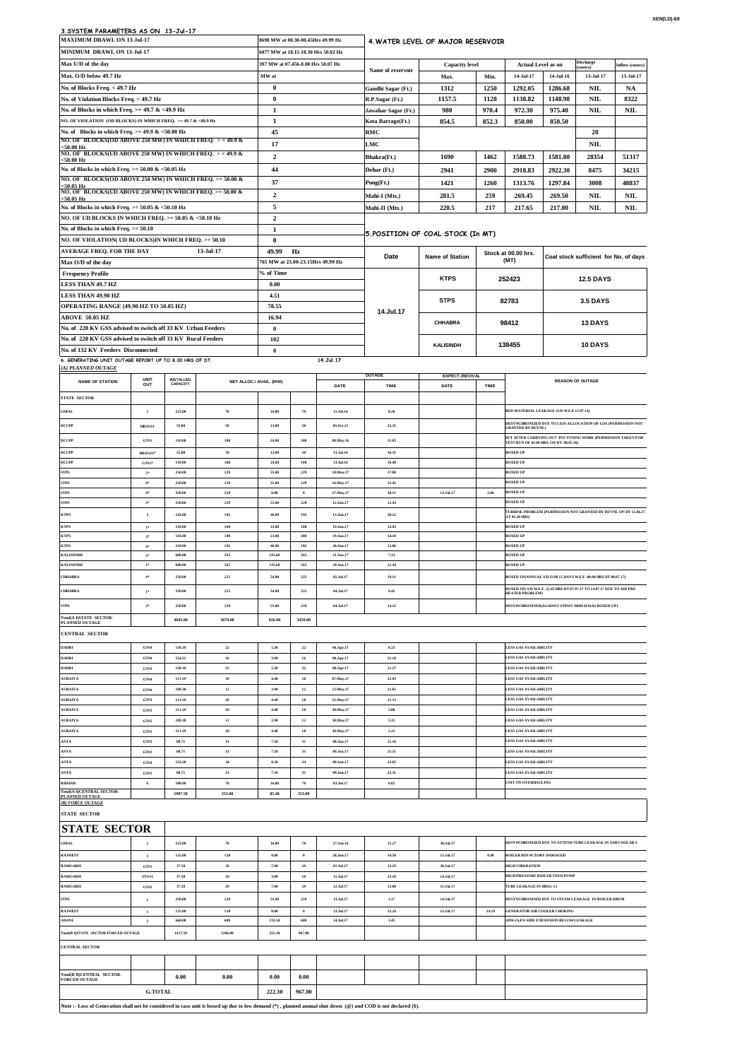XEN(LD)-69

## 3.SYSTEM PARAMETERS AS ON 13-Jul-17

| | |
|---|---|
| MAXIMUM DRAWL ON 13-Jul-17 | 8698 MW at 00.30-00.45Hrs 49.99 Hz |
| MINIMUM DRAWL ON 13-Jul-17 | 6077 MW at 18.15-18.30 Hrs 50.02 Hz |
| Max U/D of the day | 397 MW at 07.456-8.00 Hrs 50.07 Hz |
| Max. O/D below 49.7 Hz | MW at |
| No. of Blocks Freq. < 49.7 Hz | 0 |
| No. of Violation Blocks Freq. < 49.7 Hz | 0 |
| No. of Blocks in which Freq. >= 49.7 & <49.9 Hz | 1 |
| NO. OF VIOLATION (OD BLOCKS) IN WHICH FREQ. >= 49.7 & <49.9 Hz | 1 |
| No. of Blocks in which Freq. >= 49.9 & <50.00 Hz | 45 |
| NO. OF BLOCKS(OD ABOVE 250 MW) IN WHICH FREQ. > = 49.9 & <50.00 Hz | 17 |
| NO. OF BLOCKS(UD ABOVE 250 MW) IN WHICH FREQ. > = 49.9 & <50.00 Hz | 2 |
| No. of Blocks in which Freq. >= 50.00 & <50.05 Hz | 44 |
| NO. OF BLOCKS(OD ABOVE 250 MW) IN WHICH FREQ. >= 50.00 & <50.05 Hz | 37 |
| NO. OF BLOCKS(UD ABOVE 250 MW) IN WHICH FREQ. >= 50.00 & <50.05 Hz | 2 |
| No. of Blocks in which Freq. >= 50.05 & <50.10 Hz | 5 |
| NO. OF UD BLOCKS IN WHICH FREQ. >= 50.05 & <50.10 Hz | 2 |
| No. of Blocks in which Freq. >= 50.10 | 1 |
| NO. OF VIOLATION( UD BLOCKS)IN WHICH FREQ. >= 50.10 | 0 |
| AVERAGE FREQ. FOR THE DAY 13-Jul-17 | 49.99 Hz |
| Max O/D of the day | 765 MW at 23.00-23.15Hrs 49.99 Hz |
| Frequency Profile | % of Time |
| LESS THAN 49.7 HZ | 0.00 |
| LESS THAN 49.90 HZ | 4.51 |
| OPERATING RANGE (49.90 HZ TO 50.05 HZ) | 78.55 |
| ABOVE 50.05 HZ | 16.94 |
| No. of 220 KV GSS advised to switch off 33 KV Urban Feeders | 0 |
| No. of 220 KV GSS advised to switch off 33 KV Rural Feeders | 102 |
| No. of 132 KV Feeders Disconnected | 0 |

## 4.WATER LEVEL OF MAJOR RESERVOIR

| Name of reservoir | Capacity level | | Actual Level as on | | Discharge (cusecs) | Inflow (cusecs) |
|---|---|---|---|---|---|---|
| | Max. | Min. | 14-Jul-17 | 14-Jul-16 | 13-Jul-17 | 13-Jul-17 |
| Gandhi Sagar (Ft.) | 1312 | 1250 | 1292.05 | 1286.68 | NIL | NA |
| R.P.Sagar (Ft.) | 1157.5 | 1128 | 1138.82 | 1148.98 | NIL | 8322 |
| Jawahar Sagar (Ft.) | 980 | 970.4 | 972.30 | 975.40 | NIL | NIL |
| Kota Barrage(Ft.) | 854.5 | 852.3 | 850.00 | 850.50 | | |
| RMC | | | | | 20 | |
| LMC | | | | | NIL | |
| Bhakra(Ft.) | 1690 | 1462 | 1588.73 | 1581.00 | 28354 | 51317 |
| Dehar (Ft.) | 2941 | 2900 | 2918.83 | 2922.30 | 8475 | 34215 |
| Pong(Ft.) | 1421 | 1260 | 1313.76 | 1297.84 | 3008 | 48837 |
| Mahi-I (Mts.) | 281.5 | 259 | 269.45 | 269.50 | NIL | NIL |
| Mahi-II (Mts.) | 220.5 | 217 | 217.65 | 217.00 | NIL | NIL |

## 5.POSITION OF COAL STOCK (In MT)

| Date | Name of Station | Stock at 00.00 hrs. (MT) | Coal stock sufficient for No. of days |
|---|---|---|---|
| 14.Jul.17 | KTPS | 252423 | 12.5 DAYS |
| | STPS | 82783 | 3.5 DAYS |
| | CHHABRA | 98412 | 13 DAYS |
| | KALISINDH | 138455 | 10 DAYS |

## 6. GENERATING UNIT OUTAGE REPORT UP TO 8.00 HRS OF DT. 14.Jul.17

### (A) PLANNED OUTAGE

| NAME OF STATION | UNIT OUT | INSTALLED CAPACITY | NET ALLOC./ AVAIL. (MW) | | | OUTAGE DATE | OUTAGE TIME | EXPECT./REVIVAL DATE | EXPECT./REVIVAL TIME | REASON OF OUTAGE |
|---|---|---|---|---|---|---|---|---|---|---|
| STATE SECTOR | | | | | | | | | | |
| GIRAL | 1 | 125.00 | 70 | 16.80 | 70 | 11.Jul.14 | 0.20 | | | BED MATERIAL LEAKAGE (S/D W.E.F.15.07.14) |
| DCCPP | HRSG#1 | 55.00 | 50 | 12.00 | 50 | 03.Oct.15 | 22.35 | | | DESYNCHRONIZED DUE TO LESS ALLOCATION OF GAS (PERMISSION NOT GRANTED BY RUVNL) |
| DCCPP | GT#1 | 110.00 | 100 | 24.00 | 100 | 08.May.16 | 11.05 | | | M/T AFTER CARRYING OUT PSS TUNING WORK (PERMISSION TAKEN FOR TEST RUN OF 01.00 HRS. ON DT. 08.05.16) |
| DCCPP | HRSG#2* | 55.00 | 50 | 12.00 | 50 | 13.Jul.16 | 16.35 | | | BOXED UP |
| DCCPP | GT#2* | 110.00 | 100 | 24.00 | 100 | 13.Jul.16 | 16.40 | | | BOXED UP |
| STPS | 5* | 250.00 | 229 | 55.00 | 229 | 10.May.17 | 17.00 | | | BOXED UP |
| STPS | 6* | 250.00 | 229 | 55.00 | 229 | 16.May.17 | 21.41 | | | BOXED UP |
| STPS | 8* | 250.00 | 229 | 0.00 | 0 | 27.May.17 | 18.11 | 13.Jul.17 | 2.06 | BOXED UP |
| STPS | 3* | 250.00 | 229 | 55.00 | 229 | 12.Jun.17 | 12.43 | | | BOXED UP |
| KTPS | 3 | 210.00 | 192 | 46.00 | 192 | 13.Jun.17 | 20.22 | | | TURBINE PROBLEM (PERMISSION NOT GRANTED BY RUVNL ON DT 15.06.17 AT 05.30 HRS) |
| KTPS | 1* | 110.00 | 100 | 23.00 | 100 | 19.Jun.17 | 14.03 | | | BOXED UP |
| KTPS | 2* | 110.00 | 100 | 23.00 | 100 | 19.Jun.17 | 14.10 | | | BOXED UP |
| KTPS | 4* | 210.00 | 192 | 46.00 | 192 | 20.Jun.17 | 12.06 | | | BOXED UP |
| KALISINDH | 2* | 600.00 | 565 | 135.60 | 565 | 21.Jun.17 | 7.13 | | | BOXED UP |
| KALISINDH | 1* | 600.00 | 565 | 135.60 | 565 | 29.Jun.17 | 12.44 | | | BOXED UP |
| CHHABRA | 4* | 250.00 | 225 | 54.00 | 225 | 02.Jul.17 | 19.11 | | | BOXED UP(ANNUAL S/D FOR 15 DAYS W.E.F. 00.00 HRS DT 08.07.17) |
| CHHABRA | 1* | 250.00 | 225 | 54.00 | 225 | 04.Jul.17 | 9.42 | | | BOXED UP( S/D W.E.F. 22.45 HRS DT 07.07.17 TO 14.07.17 DUE TO AIR PRE HEATER PROBLEM) |
| STPS | 2* | 250.00 | 229 | 55.00 | 229 | 04.Jul.17 | 14.22 | | | DESYNCHRONISED(AGAINST STPS#1 WHICH WAS BOXED UP) |
| Total(A I)STATE SECTOR-PLANNED OUTAGE | | 4045.00 | 3679.00 | 826.00 | 3450.00 | | | | | |
| CENTRAL SECTOR | | | | | | | | | | |
| DADRI | GT#4 | 130.19 | 22 | 5.30 | 22 | 06.Apr.17 | 0.23 | | | LESS GAS AVAILABILITY |
| DADRI | GT#6 | 154.51 | 16 | 3.90 | 16 | 06.Apr.17 | 21.18 | | | LESS GAS AVAILABILITY |
| DADRI | GT#3 | 130.19 | 22 | 5.30 | 22 | 06.Apr.17 | 21.27 | | | LESS GAS AVAILABILITY |
| AURAIYA | GT#4 | 111.19 | 18 | 4.40 | 18 | 07.May.17 | 22.03 | | | LESS GAS AVAILABILITY |
| AURAIYA | GT#6 | 109.30 | 12 | 2.90 | 12 | 12.May.17 | 21.05 | | | LESS GAS AVAILABILITY |
| AURAIYA | GT#3 | 111.19 | 18 | 4.40 | 18 | 12.May.17 | 21.13 | | | LESS GAS AVAILABILITY |
| AURAIYA | GT#2 | 111.19 | 18 | 4.40 | 18 | 20.May.17 | 5.06 | | | LESS GAS AVAILABILITY |
| AURAIYA | GT#5 | 109.30 | 12 | 2.90 | 12 | 20.May.17 | 5.15 | | | LESS GAS AVAILABILITY |
| AURAIYA | GT#1 | 111.19 | 18 | 4.40 | 18 | 20.May.17 | 5.22 | | | LESS GAS AVAILABILITY |
| ANTA | GT#3 | 88.71 | 31 | 7.50 | 31 | 08.Jun.17 | 12.16 | | | LESS GAS AVAILABILITY |
| ANTA | GT#2 | 88.71 | 31 | 7.50 | 31 | 09.Jun.17 | 21.51 | | | LESS GAS AVAILABILITY |
| ANTA | GT#4 | 153.20 | 34 | 8.20 | 34 | 09.Jun.17 | 22.05 | | | LESS GAS AVAILABILITY |
| ANTA | GT#1 | 88.71 | 31 | 7.50 | 31 | 09.Jun.17 | 22.31 | | | LESS GAS AVAILABILITY |
| RIHAND | 6 | 500.00 | 70 | 16.80 | 70 | 03.Jul.17 | 0.02 | | | UNIT ON OVERHAULING |
| Total(A-II)CENTRAL SECTOR-PLANNED OUTAGE | | 1997.58 | 353.00 | 85.40 | 353.00 | | | | | |

### (B) FORCE OUTAGE

STATE SECTOR

| NAME OF STATION | UNIT OUT | INSTALLED CAPACITY | NET ALLOC./ AVAIL. (MW) | | | OUTAGE DATE | OUTAGE TIME | EXPECT./REVIVAL DATE | EXPECT./REVIVAL TIME | REASON OF OUTAGE |
|---|---|---|---|---|---|---|---|---|---|---|
| **STATE SECTOR** | | | | | | | | | | |
| GIRAL | 2 | 125.00 | 70 | 16.80 | 70 | 27.Jan.16 | 15.27 | 30.Jul.17 | | DESYNCHRONIZED DUE TO ATTEND TUBE LEAKAGE IN ASH COOLAR-I |
| RAJWEST | 1 | 135.00 | 120 | 0.00 | 0 | 28.Jun.17 | 14.58 | 13.Jul.17 | 0.40 | BOILER REFACTORY DAMAGED |
| RAMGARH | GT#1 | 37.50 | 29 | 7.00 | 29 | 01.Jul.17 | 12.19 | 30.Jul.17 | | HIGH VIBERATION |
| RAMGARH | STG#1 | 37.50 | 10 | 3.00 | 10 | 11.Jul.17 | 23.10 | 14.Jul.17 | | HIGH PRESSURE BOILER FEED PUMP |
| RAMGARH | GT#2 | 37.50 | 29 | 7.00 | 29 | 12.Jul.17 | 12.00 | 15.Jul.17 | | TUBE LEAKAGE IN HRSG-11 |
| STPS | 1 | 250.00 | 229 | 55.00 | 229 | 13.Jul.17 | 3.17 | 16.Jul.17 | | DESYNCHRONISED DUE TO STEAM LEAKAGE IN BOILER DRUM |
| RAJWEST | 1 | 135.00 | 120 | 0.00 | 0 | 13.Jul.17 | 12.24 | 13.Jul.17 | 14.19 | GENERATOR AIR COOLER CHOKING |
| ADANI | 2 | 660.00 | 600 | 133.50 | 600 | 14.Jul.17 | 1.45 | | | APH-2A,PA SIDE EXPANSION BELOW LEAKAGE |
| Total(B I)STATE SECTOR-FORCED OUTAGE | | 1417.50 | 1206.00 | 222.30 | 967.00 | | | | | |
| CENTRAL SECTOR | | | | | | | | | | |
| | | | | | | | | | | |
| Total(B II)CENTRAL SECTOR-FORCED OUTAGE | | 0.00 | 0.00 | 0.00 | 0.00 | | | | | |
| G.TOTAL | | | | 222.30 | 967.00 | | | | | |

Note :- Loss of Generation shall not be considered in case unit is boxed up due to low demand (*) , planned annual shut down (@) and COD is not declared ($).